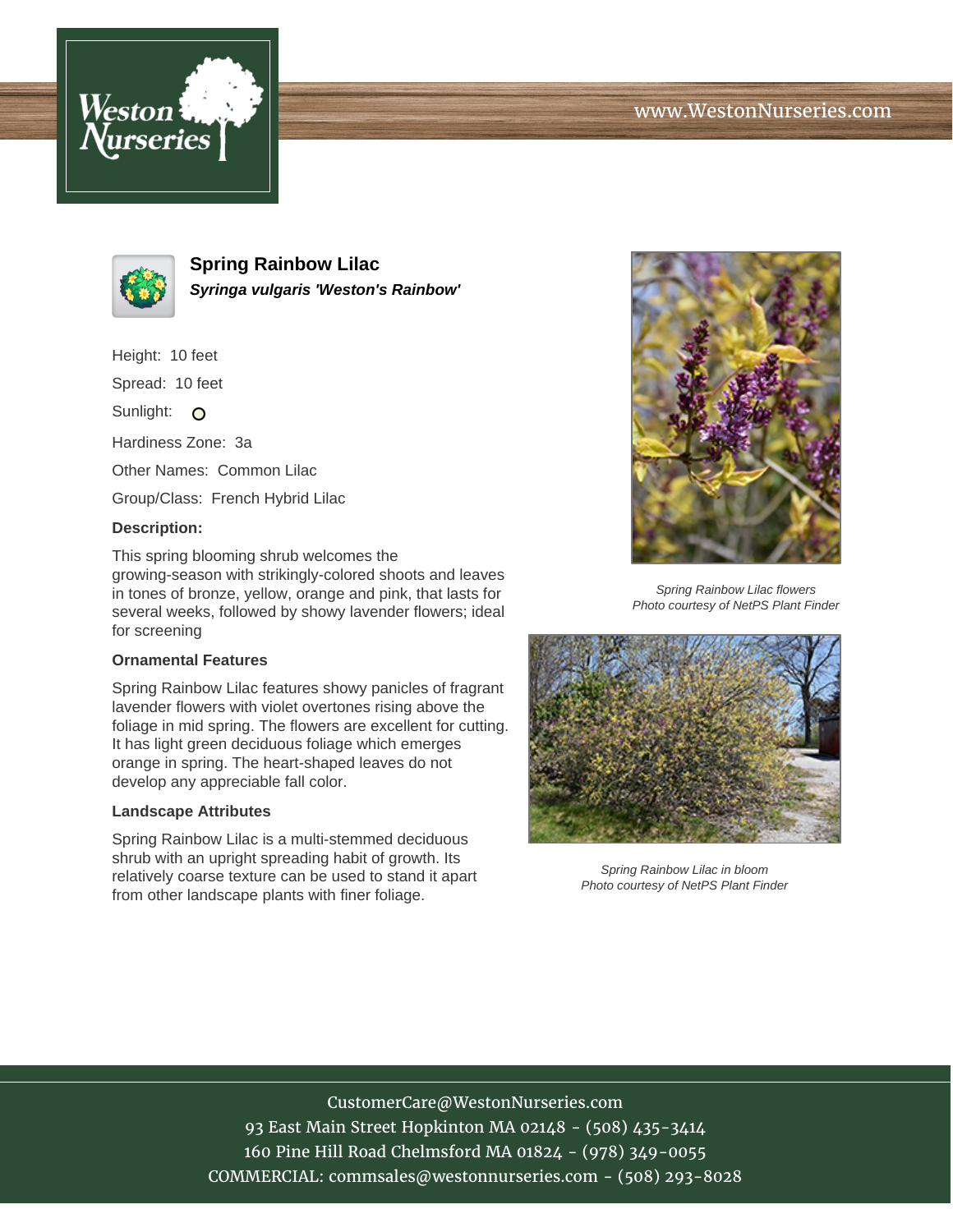www.WestonNurseries.com

# Spring Rainbow Lilac

***Syringa vulgaris 'Weston's Rainbow'***

Height: 10 feet

Spread: 10 feet

Sunlight:

Hardiness Zone: 3a

Other Names: Common Lilac

Group/Class: French Hybrid Lilac

**Description:**

This spring blooming shrub welcomes the growing-season with strikingly-colored shoots and leaves in tones of bronze, yellow, orange and pink, that lasts for several weeks, followed by showy lavender flowers; ideal for screening

### Ornamental Features

Spring Rainbow Lilac features showy panicles of fragrant lavender flowers with violet overtones rising above the foliage in mid spring. The flowers are excellent for cutting. It has light green deciduous foliage which emerges orange in spring. The heart-shaped leaves do not develop any appreciable fall color.

### Landscape Attributes

Spring Rainbow Lilac is a multi-stemmed deciduous shrub with an upright spreading habit of growth. Its relatively coarse texture can be used to stand it apart from other landscape plants with finer foliage.

*Spring Rainbow Lilac flowers*
*Photo courtesy of NetPS Plant Finder*

*Spring Rainbow Lilac in bloom*
*Photo courtesy of NetPS Plant Finder*

CustomerCare@WestonNurseries.com
93 East Main Street Hopkinton MA 02148 - (508) 435-3414
160 Pine Hill Road Chelmsford MA 01824 - (978) 349-0055
COMMERCIAL: commsales@westonnurseries.com - (508) 293-8028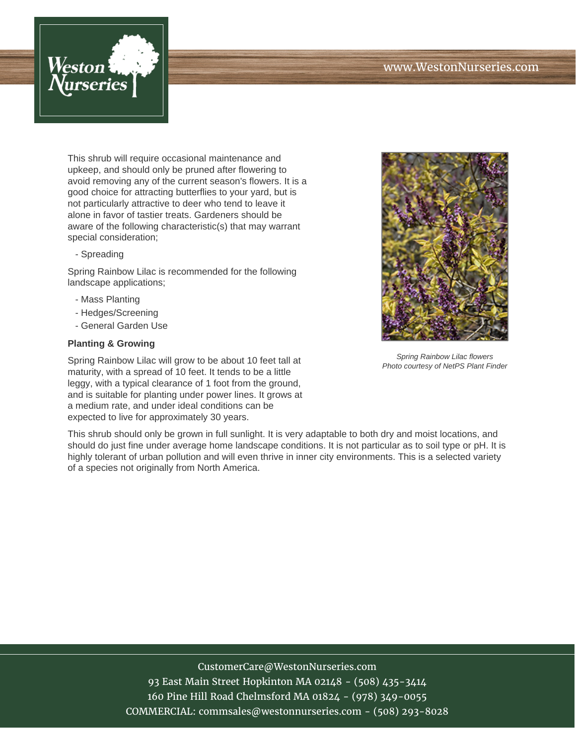This shrub will require occasional maintenance and upkeep, and should only be pruned after flowering to avoid removing any of the current season's flowers. It is a good choice for attracting butterflies to your yard, but is not particularly attractive to deer who tend to leave it alone in favor of tastier treats. Gardeners should be aware of the following characteristic(s) that may warrant special consideration;

- Spreading

Spring Rainbow Lilac is recommended for the following landscape applications;

- Mass Planting
- Hedges/Screening
- General Garden Use

*Spring Rainbow Lilac flowers*
*Photo courtesy of NetPS Plant Finder*

**Planting & Growing**

Spring Rainbow Lilac will grow to be about 10 feet tall at maturity, with a spread of 10 feet. It tends to be a little leggy, with a typical clearance of 1 foot from the ground, and is suitable for planting under power lines. It grows at a medium rate, and under ideal conditions can be expected to live for approximately 30 years.

This shrub should only be grown in full sunlight. It is very adaptable to both dry and moist locations, and should do just fine under average home landscape conditions. It is not particular as to soil type or pH. It is highly tolerant of urban pollution and will even thrive in inner city environments. This is a selected variety of a species not originally from North America.